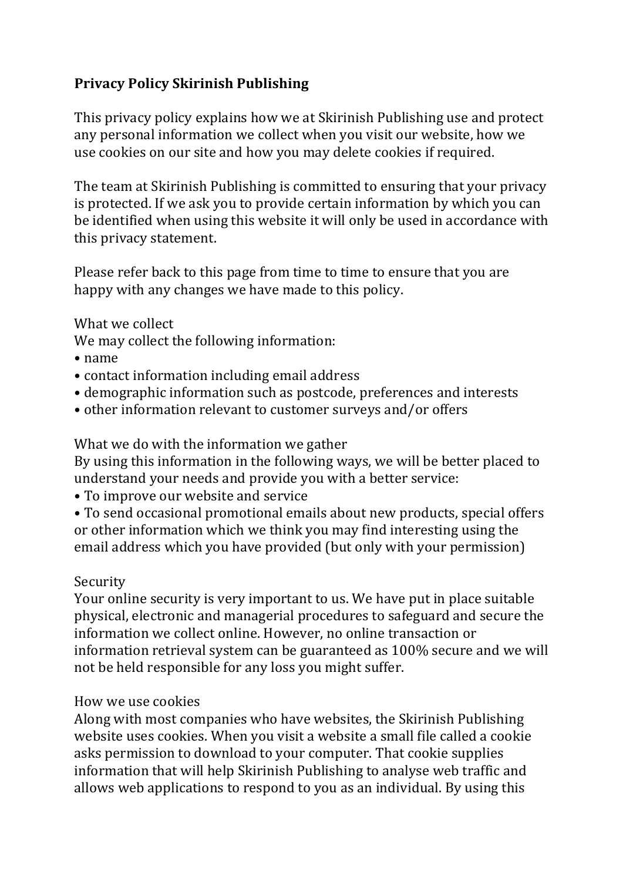**Privacy Policy Skirinish Publishing**

This privacy policy explains how we at Skirinish Publishing use and protect any personal information we collect when you visit our website, how we use cookies on our site and how you may delete cookies if required.

The team at Skirinish Publishing is committed to ensuring that your privacy is protected. If we ask you to provide certain information by which you can be identified when using this website it will only be used in accordance with this privacy statement.

Please refer back to this page from time to time to ensure that you are happy with any changes we have made to this policy.

What we collect
We may collect the following information:

- name
- contact information including email address
- demographic information such as postcode, preferences and interests
- other information relevant to customer surveys and/or offers

What we do with the information we gather
By using this information in the following ways, we will be better placed to understand your needs and provide you with a better service:

- To improve our website and service
- To send occasional promotional emails about new products, special offers or other information which we think you may find interesting using the email address which you have provided (but only with your permission)

Security
Your online security is very important to us. We have put in place suitable physical, electronic and managerial procedures to safeguard and secure the information we collect online. However, no online transaction or information retrieval system can be guaranteed as 100% secure and we will not be held responsible for any loss you might suffer.

How we use cookies
Along with most companies who have websites, the Skirinish Publishing website uses cookies. When you visit a website a small file called a cookie asks permission to download to your computer. That cookie supplies information that will help Skirinish Publishing to analyse web traffic and allows web applications to respond to you as an individual. By using this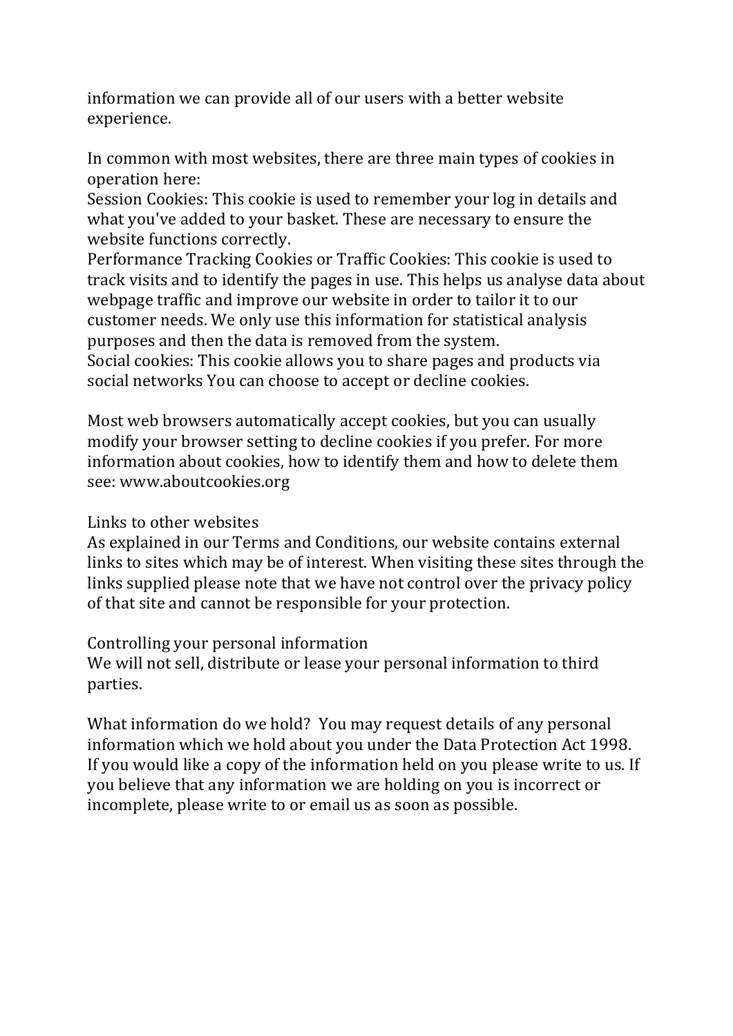information we can provide all of our users with a better website experience.

In common with most websites, there are three main types of cookies in operation here:
Session Cookies: This cookie is used to remember your log in details and what you've added to your basket. These are necessary to ensure the website functions correctly.
Performance Tracking Cookies or Traffic Cookies: This cookie is used to track visits and to identify the pages in use. This helps us analyse data about webpage traffic and improve our website in order to tailor it to our customer needs. We only use this information for statistical analysis purposes and then the data is removed from the system.
Social cookies: This cookie allows you to share pages and products via social networks You can choose to accept or decline cookies.

Most web browsers automatically accept cookies, but you can usually modify your browser setting to decline cookies if you prefer. For more information about cookies, how to identify them and how to delete them see: www.aboutcookies.org

Links to other websites
As explained in our Terms and Conditions, our website contains external links to sites which may be of interest. When visiting these sites through the links supplied please note that we have not control over the privacy policy of that site and cannot be responsible for your protection.

Controlling your personal information
We will not sell, distribute or lease your personal information to third parties.

What information do we hold? You may request details of any personal information which we hold about you under the Data Protection Act 1998. If you would like a copy of the information held on you please write to us. If you believe that any information we are holding on you is incorrect or incomplete, please write to or email us as soon as possible.